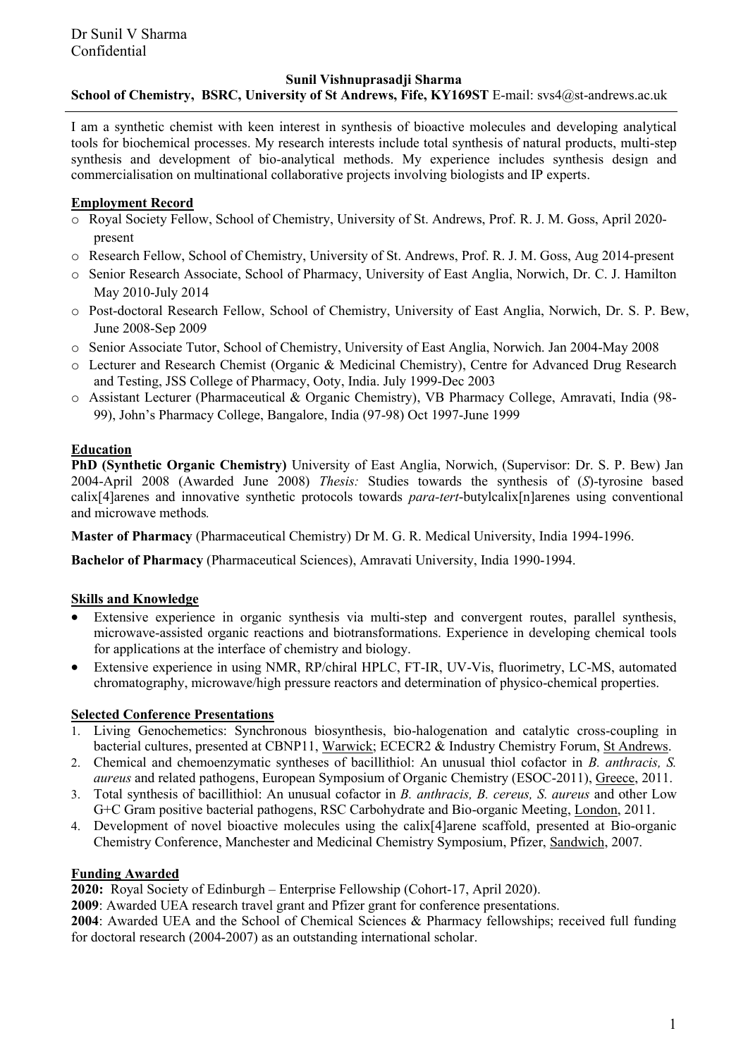**Sunil Vishnuprasadji Sharma**

**School of Chemistry, BSRC, University of St Andrews, Fife, KY169ST** E-mail: svs4@st-andrews.ac.uk

I am a synthetic chemist with keen interest in synthesis of bioactive molecules and developing analytical tools for biochemical processes. My research interests include total synthesis of natural products, multi-step synthesis and development of bio-analytical methods. My experience includes synthesis design and commercialisation on multinational collaborative projects involving biologists and IP experts.

## Employment Record

- Royal Society Fellow, School of Chemistry, University of St. Andrews, Prof. R. J. M. Goss, April 2020-present
- Research Fellow, School of Chemistry, University of St. Andrews, Prof. R. J. M. Goss, Aug 2014-present
- Senior Research Associate, School of Pharmacy, University of East Anglia, Norwich, Dr. C. J. Hamilton May 2010-July 2014
- Post-doctoral Research Fellow, School of Chemistry, University of East Anglia, Norwich, Dr. S. P. Bew, June 2008-Sep 2009
- Senior Associate Tutor, School of Chemistry, University of East Anglia, Norwich. Jan 2004-May 2008
- Lecturer and Research Chemist (Organic & Medicinal Chemistry), Centre for Advanced Drug Research and Testing, JSS College of Pharmacy, Ooty, India. July 1999-Dec 2003
- Assistant Lecturer (Pharmaceutical & Organic Chemistry), VB Pharmacy College, Amravati, India (98-99), John's Pharmacy College, Bangalore, India (97-98) Oct 1997-June 1999

## Education

**PhD (Synthetic Organic Chemistry)** University of East Anglia, Norwich, (Supervisor: Dr. S. P. Bew) Jan 2004-April 2008 (Awarded June 2008) *Thesis:* Studies towards the synthesis of (*S*)-tyrosine based calix[4]arenes and innovative synthetic protocols towards *para-tert*-butylcalix[n]arenes using conventional and microwave methods*.*

**Master of Pharmacy** (Pharmaceutical Chemistry) Dr M. G. R. Medical University, India 1994-1996.

**Bachelor of Pharmacy** (Pharmaceutical Sciences), Amravati University, India 1990-1994.

## Skills and Knowledge

- Extensive experience in organic synthesis via multi-step and convergent routes, parallel synthesis, microwave-assisted organic reactions and biotransformations. Experience in developing chemical tools for applications at the interface of chemistry and biology.
- Extensive experience in using NMR, RP/chiral HPLC, FT-IR, UV-Vis, fluorimetry, LC-MS, automated chromatography, microwave/high pressure reactors and determination of physico-chemical properties.

## Selected Conference Presentations

1. Living Genochemetics: Synchronous biosynthesis, bio-halogenation and catalytic cross-coupling in bacterial cultures, presented at CBNP11, Warwick; ECECR2 & Industry Chemistry Forum, St Andrews.
2. Chemical and chemoenzymatic syntheses of bacillithiol: An unusual thiol cofactor in *B. anthracis, S. aureus* and related pathogens, European Symposium of Organic Chemistry (ESOC-2011), Greece, 2011.
3. Total synthesis of bacillithiol: An unusual cofactor in *B. anthracis, B. cereus, S. aureus* and other Low G+C Gram positive bacterial pathogens, RSC Carbohydrate and Bio-organic Meeting, London, 2011.
4. Development of novel bioactive molecules using the calix[4]arene scaffold, presented at Bio-organic Chemistry Conference, Manchester and Medicinal Chemistry Symposium, Pfizer, Sandwich, 2007.

## Funding Awarded

**2020:** Royal Society of Edinburgh – Enterprise Fellowship (Cohort-17, April 2020).

**2009**: Awarded UEA research travel grant and Pfizer grant for conference presentations.

**2004**: Awarded UEA and the School of Chemical Sciences & Pharmacy fellowships; received full funding for doctoral research (2004-2007) as an outstanding international scholar.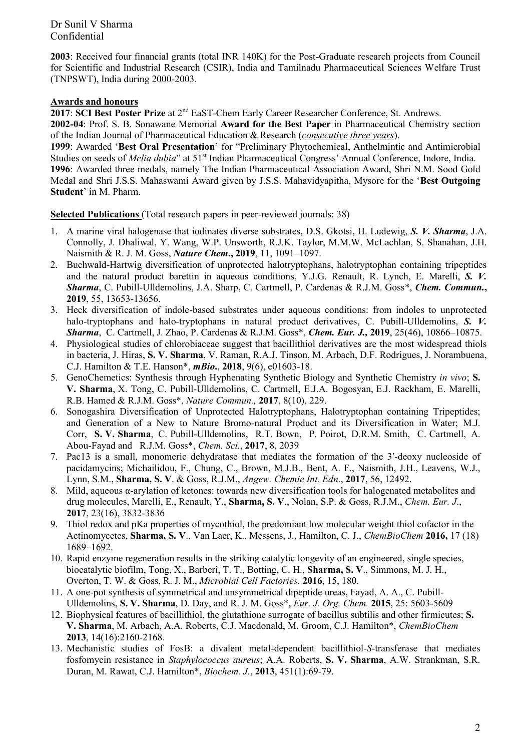**2003**: Received four financial grants (total INR 140K) for the Post-Graduate research projects from Council for Scientific and Industrial Research (CSIR), India and Tamilnadu Pharmaceutical Sciences Welfare Trust (TNPSWT), India during 2000-2003.

**Awards and honours**

**2017**: **SCI Best Poster Prize** at 2nd EaST-Chem Early Career Researcher Conference, St. Andrews.
**2002-04**: Prof. S. B. Sonawane Memorial **Award for the Best Paper** in Pharmaceutical Chemistry section of the Indian Journal of Pharmaceutical Education & Research (*consecutive three years*).
**1999**: Awarded '**Best Oral Presentation**' for "Preliminary Phytochemical, Anthelmintic and Antimicrobial Studies on seeds of *Melia dubia*" at 51st Indian Pharmaceutical Congress' Annual Conference, Indore, India.
**1996**: Awarded three medals, namely The Indian Pharmaceutical Association Award, Shri N.M. Sood Gold Medal and Shri J.S.S. Mahaswami Award given by J.S.S. Mahavidyapitha, Mysore for the '**Best Outgoing Student**' in M. Pharm.

**Selected Publications** (Total research papers in peer-reviewed journals: 38)

1. A marine viral halogenase that iodinates diverse substrates, D.S. Gkotsi, H. Ludewig, ***S. V. Sharma***, J.A. Connolly, J. Dhaliwal, Y. Wang, W.P. Unsworth, R.J.K. Taylor, M.M.W. McLachlan, S. Shanahan, J.H. Naismith & R. J. M. Goss, ***Nature Chem*.**, **2019**, 11, 1091–1097.
2. Buchwald-Hartwig diversification of unprotected halotryptophans, halotryptophan containing tripeptides and the natural product barettin in aqueous conditions, Y.J.G. Renault, R. Lynch, E. Marelli, ***S. V. Sharma***, C. Pubill-Ulldemolins, J.A. Sharp, C. Cartmell, P. Cardenas & R.J.M. Goss\*, ***Chem. Commun.***, **2019**, 55, 13653-13656.
3. Heck diversification of indole-based substrates under aqueous conditions: from indoles to unprotected halo-tryptophans and halo-tryptophans in natural product derivatives, C. Pubill-Ulldemolins, ***S. V. Sharma***, C. Cartmell, J. Zhao, P. Cardenas & R.J.M. Goss\*, ***Chem. Eur. J.,*** **2019**, 25(46), 10866–10875.
4. Physiological studies of chlorobiaceae suggest that bacillithiol derivatives are the most widespread thiols in bacteria, J. Hiras, **S. V. Sharma**, V. Raman, R.A.J. Tinson, M. Arbach, D.F. Rodrigues, J. Norambuena, C.J. Hamilton & T.E. Hanson\*, ***mBio*.**, **2018**, 9(6), e01603-18.
5. GenoChemetics: Synthesis through Hyphenating Synthetic Biology and Synthetic Chemistry *in vivo*; **S. V. Sharma**, X. Tong, C. Pubill-Ulldemolins, C. Cartmell, E.J.A. Bogosyan, E.J. Rackham, E. Marelli, R.B. Hamed & R.J.M. Goss\*, *Nature Commun.,* **2017**, 8(10), 229.
6. Sonogashira Diversification of Unprotected Halotryptophans, Halotryptophan containing Tripeptides; and Generation of a New to Nature Bromo-natural Product and its Diversification in Water; M.J. Corr, **S. V. Sharma**, C. Pubill-Ulldemolins, R.T. Bown, P. Poirot, D.R.M. Smith, C. Cartmell, A. Abou-Fayad and R.J.M. Goss\*, *Chem. Sci.*, **2017**, 8, 2039
7. Pac13 is a small, monomeric dehydratase that mediates the formation of the 3′-deoxy nucleoside of pacidamycins; Michailidou, F., Chung, C., Brown, M.J.B., Bent, A. F., Naismith, J.H., Leavens, W.J., Lynn, S.M., **Sharma, S. V**. & Goss, R.J.M., *Angew. Chemie Int. Edn*., **2017**, 56, 12492.
8. Mild, aqueous α-arylation of ketones: towards new diversification tools for halogenated metabolites and drug molecules, Marelli, E., Renault, Y., **Sharma, S. V**., Nolan, S.P. & Goss, R.J.M., *Chem. Eur. J*., **2017**, 23(16), 3832-3836
9. Thiol redox and pKa properties of mycothiol, the predomiant low molecular weight thiol cofactor in the Actinomycetes, **Sharma, S. V**., Van Laer, K., Messens, J., Hamilton, C. J., *ChemBioChem* **2016,** 17 (18) 1689–1692.
10. Rapid enzyme regeneration results in the striking catalytic longevity of an engineered, single species, biocatalytic biofilm, Tong, X., Barberi, T. T., Botting, C. H., **Sharma, S. V**., Simmons, M. J. H., Overton, T. W. & Goss, R. J. M., *Microbial Cell Factories*. **2016**, 15, 180.
11. A one-pot synthesis of symmetrical and unsymmetrical dipeptide ureas, Fayad, A. A., C. Pubill-Ulldemolins, **S. V. Sharma**, D. Day, and R. J. M. Goss\*, *Eur. J. Org. Chem.* **2015**, 25: 5603-5609
12. Biophysical features of bacillithiol, the glutathione surrogate of bacillus subtilis and other firmicutes; **S. V. Sharma**, M. Arbach, A.A. Roberts, C.J. Macdonald, M. Groom, C.J. Hamilton\*, *ChemBioChem* **2013**, 14(16):2160-2168.
13. Mechanistic studies of FosB: a divalent metal-dependent bacillithiol-*S*-transferase that mediates fosfomycin resistance in *Staphylococcus aureus*; A.A. Roberts, **S. V. Sharma**, A.W. Strankman, S.R. Duran, M. Rawat, C.J. Hamilton\*, *Biochem. J.*, **2013**, 451(1):69-79.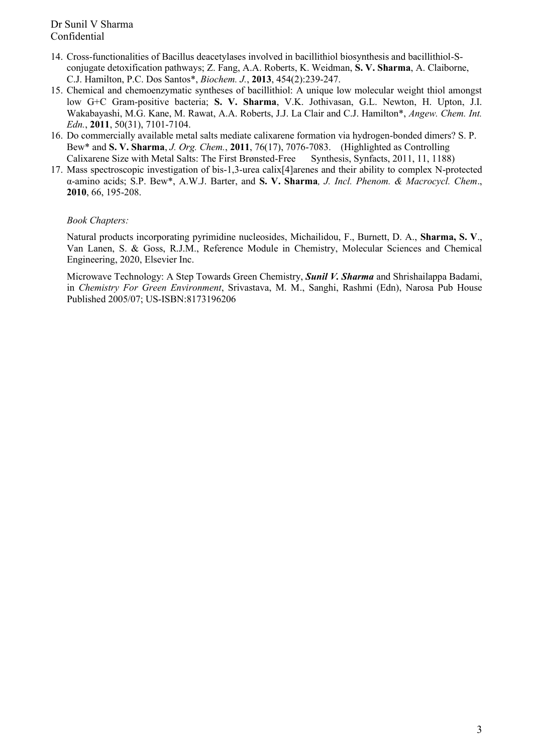14. Cross-functionalities of Bacillus deacetylases involved in bacillithiol biosynthesis and bacillithiol-S-conjugate detoxification pathways; Z. Fang, A.A. Roberts, K. Weidman, **S. V. Sharma**, A. Claiborne, C.J. Hamilton, P.C. Dos Santos*, *Biochem. J.*, **2013**, 454(2):239-247.
15. Chemical and chemoenzymatic syntheses of bacillithiol: A unique low molecular weight thiol amongst low G+C Gram-positive bacteria; **S. V. Sharma**, V.K. Jothivasan, G.L. Newton, H. Upton, J.I. Wakabayashi, M.G. Kane, M. Rawat, A.A. Roberts, J.J. La Clair and C.J. Hamilton*, *Angew. Chem. Int. Edn.*, **2011**, 50(31), 7101-7104.
16. Do commercially available metal salts mediate calixarene formation via hydrogen-bonded dimers? S. P. Bew* and **S. V. Sharma**, *J. Org. Chem.*, **2011**, 76(17), 7076-7083. (Highlighted as Controlling Calixarene Size with Metal Salts: The First Brønsted-Free Synthesis, Synfacts, 2011, 11, 1188)
17. Mass spectroscopic investigation of bis-1,3-urea calix[4]arenes and their ability to complex N-protected α-amino acids; S.P. Bew*, A.W.J. Barter, and **S. V. Sharma***, J. Incl. Phenom. & Macrocycl. Chem*., **2010**, 66, 195-208.

*Book Chapters:*

Natural products incorporating pyrimidine nucleosides, Michailidou, F., Burnett, D. A., **Sharma, S. V**., Van Lanen, S. & Goss, R.J.M., Reference Module in Chemistry, Molecular Sciences and Chemical Engineering, 2020, Elsevier Inc.

Microwave Technology: A Step Towards Green Chemistry, ***Sunil V. Sharma*** and Shrishailappa Badami, in *Chemistry For Green Environment*, Srivastava, M. M., Sanghi, Rashmi (Edn), Narosa Pub House Published 2005/07; US-ISBN:8173196206